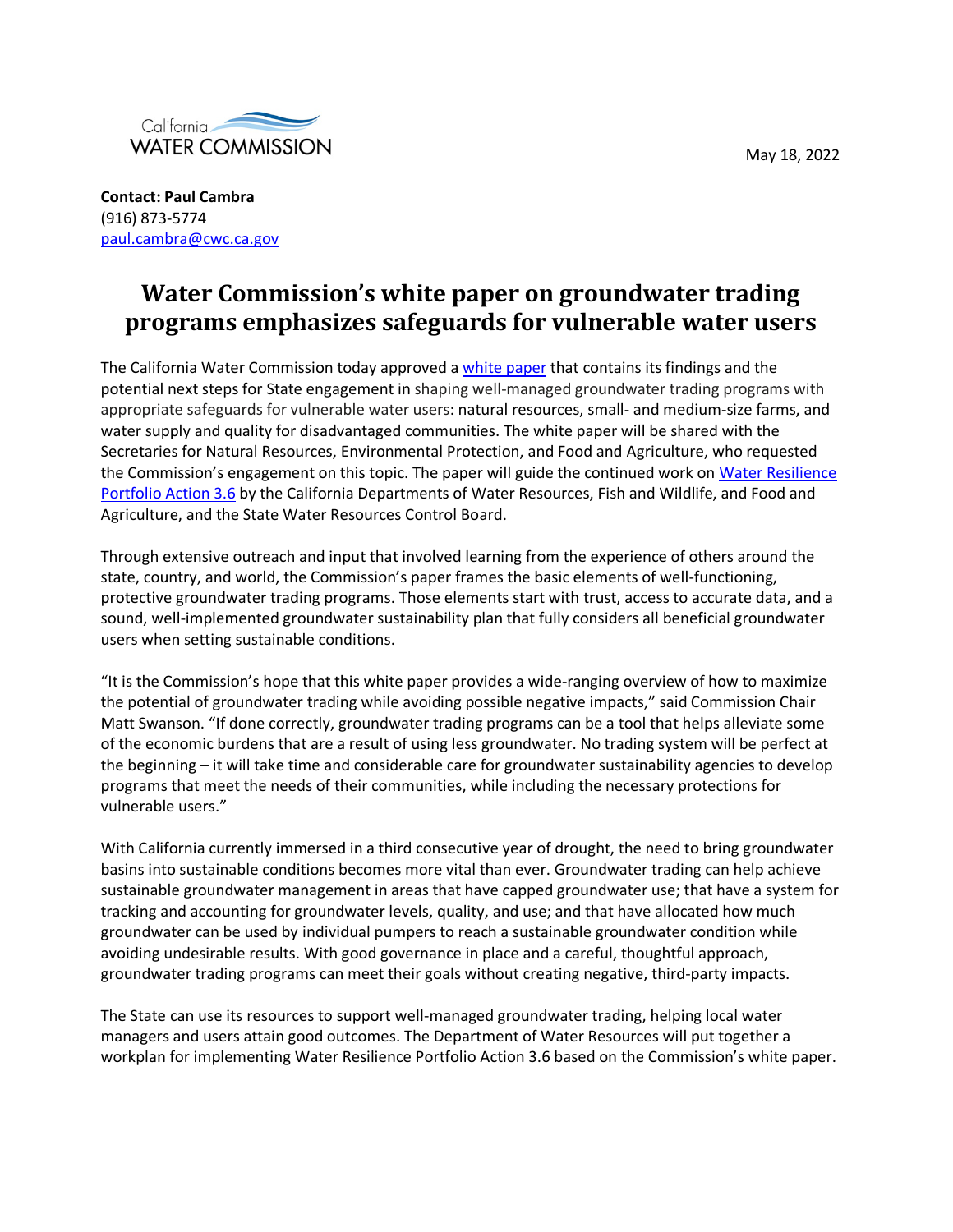California WATER COMMISSION

May 18, 2022

**Contact: Paul Cambra**
(916) 873-5774
paul.cambra@cwc.ca.gov

# Water Commission's white paper on groundwater trading programs emphasizes safeguards for vulnerable water users

The California Water Commission today approved a white paper that contains its findings and the potential next steps for State engagement in shaping well-managed groundwater trading programs with appropriate safeguards for vulnerable water users: natural resources, small- and medium-size farms, and water supply and quality for disadvantaged communities. The white paper will be shared with the Secretaries for Natural Resources, Environmental Protection, and Food and Agriculture, who requested the Commission's engagement on this topic. The paper will guide the continued work on Water Resilience Portfolio Action 3.6 by the California Departments of Water Resources, Fish and Wildlife, and Food and Agriculture, and the State Water Resources Control Board.

Through extensive outreach and input that involved learning from the experience of others around the state, country, and world, the Commission's paper frames the basic elements of well-functioning, protective groundwater trading programs. Those elements start with trust, access to accurate data, and a sound, well-implemented groundwater sustainability plan that fully considers all beneficial groundwater users when setting sustainable conditions.

"It is the Commission's hope that this white paper provides a wide-ranging overview of how to maximize the potential of groundwater trading while avoiding possible negative impacts," said Commission Chair Matt Swanson. "If done correctly, groundwater trading programs can be a tool that helps alleviate some of the economic burdens that are a result of using less groundwater. No trading system will be perfect at the beginning – it will take time and considerable care for groundwater sustainability agencies to develop programs that meet the needs of their communities, while including the necessary protections for vulnerable users."

With California currently immersed in a third consecutive year of drought, the need to bring groundwater basins into sustainable conditions becomes more vital than ever. Groundwater trading can help achieve sustainable groundwater management in areas that have capped groundwater use; that have a system for tracking and accounting for groundwater levels, quality, and use; and that have allocated how much groundwater can be used by individual pumpers to reach a sustainable groundwater condition while avoiding undesirable results. With good governance in place and a careful, thoughtful approach, groundwater trading programs can meet their goals without creating negative, third-party impacts.

The State can use its resources to support well-managed groundwater trading, helping local water managers and users attain good outcomes. The Department of Water Resources will put together a workplan for implementing Water Resilience Portfolio Action 3.6 based on the Commission's white paper.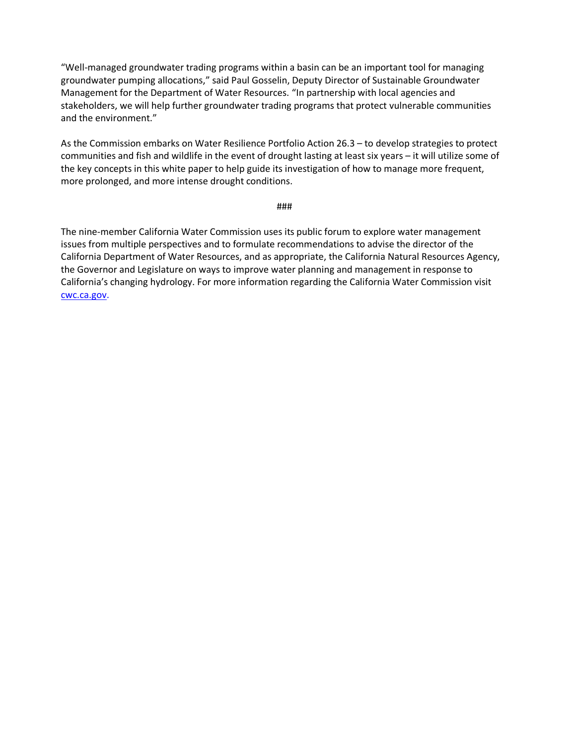"Well-managed groundwater trading programs within a basin can be an important tool for managing groundwater pumping allocations," said Paul Gosselin, Deputy Director of Sustainable Groundwater Management for the Department of Water Resources. "In partnership with local agencies and stakeholders, we will help further groundwater trading programs that protect vulnerable communities and the environment."

As the Commission embarks on Water Resilience Portfolio Action 26.3 – to develop strategies to protect communities and fish and wildlife in the event of drought lasting at least six years – it will utilize some of the key concepts in this white paper to help guide its investigation of how to manage more frequent, more prolonged, and more intense drought conditions.

###

The nine-member California Water Commission uses its public forum to explore water management issues from multiple perspectives and to formulate recommendations to advise the director of the California Department of Water Resources, and as appropriate, the California Natural Resources Agency, the Governor and Legislature on ways to improve water planning and management in response to California's changing hydrology. For more information regarding the California Water Commission visit [cwc.ca.gov](cwc.ca.gov).